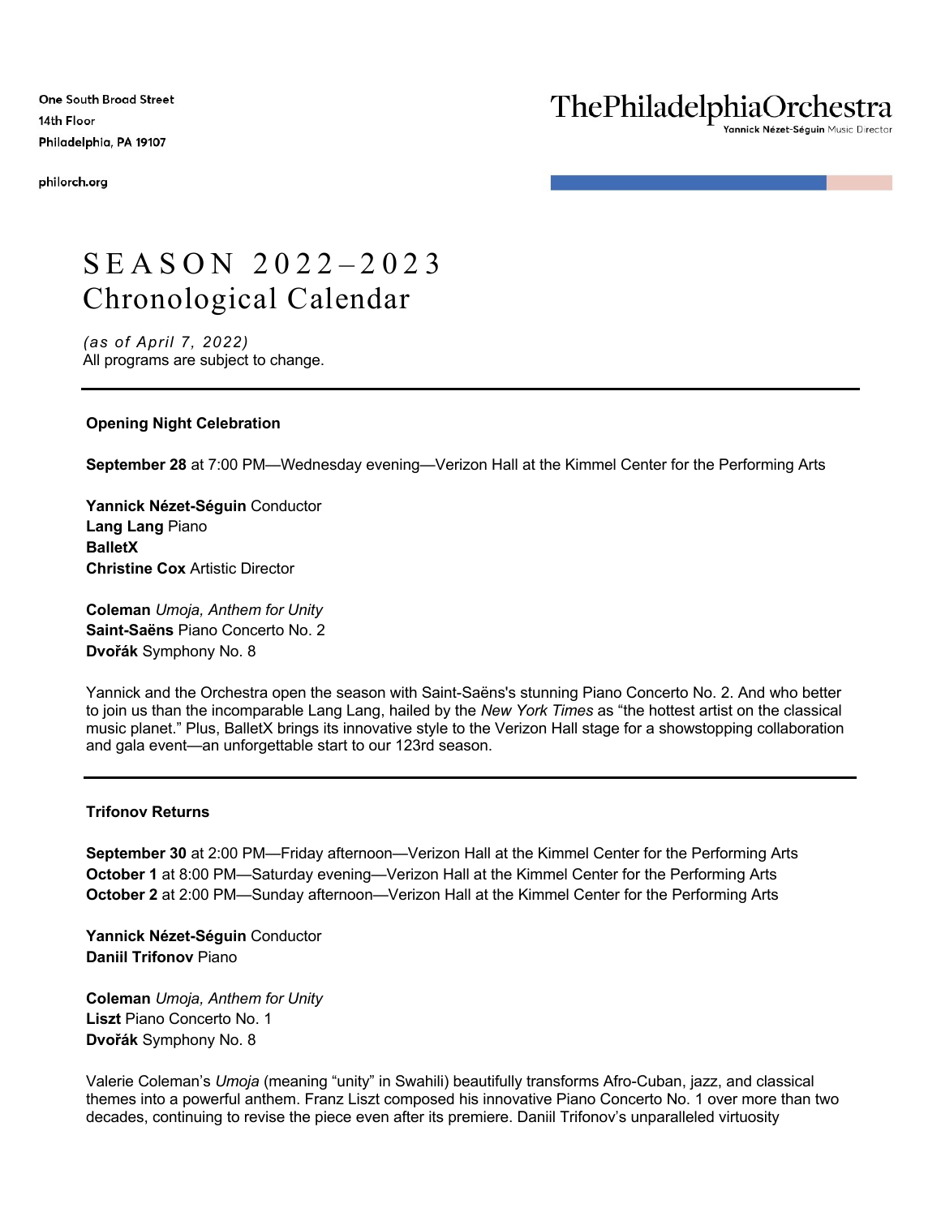One South Broad Street
14th Floor
Philadelphia, PA 19107

philorch.org

ThePhiladelphiaOrchestra
Yannick Nézet-Séguin Music Director

# SEASON 2022–2023
# Chronological Calendar

*(as of April 7, 2022)*
All programs are subject to change.

---

**Opening Night Celebration**

**September 28** at 7:00 PM—Wednesday evening—Verizon Hall at the Kimmel Center for the Performing Arts

**Yannick Nézet-Séguin** Conductor
**Lang Lang** Piano
**BalletX**
**Christine Cox** Artistic Director

**Coleman** *Umoja, Anthem for Unity*
**Saint-Saëns** Piano Concerto No. 2
**Dvořák** Symphony No. 8

Yannick and the Orchestra open the season with Saint-Saëns's stunning Piano Concerto No. 2. And who better to join us than the incomparable Lang Lang, hailed by the *New York Times* as "the hottest artist on the classical music planet." Plus, BalletX brings its innovative style to the Verizon Hall stage for a showstopping collaboration and gala event—an unforgettable start to our 123rd season.

---

**Trifonov Returns**

**September 30** at 2:00 PM—Friday afternoon—Verizon Hall at the Kimmel Center for the Performing Arts
**October 1** at 8:00 PM—Saturday evening—Verizon Hall at the Kimmel Center for the Performing Arts
**October 2** at 2:00 PM—Sunday afternoon—Verizon Hall at the Kimmel Center for the Performing Arts

**Yannick Nézet-Séguin** Conductor
**Daniil Trifonov** Piano

**Coleman** *Umoja, Anthem for Unity*
**Liszt** Piano Concerto No. 1
**Dvořák** Symphony No. 8

Valerie Coleman's *Umoja* (meaning "unity" in Swahili) beautifully transforms Afro-Cuban, jazz, and classical themes into a powerful anthem. Franz Liszt composed his innovative Piano Concerto No. 1 over more than two decades, continuing to revise the piece even after its premiere. Daniil Trifonov's unparalleled virtuosity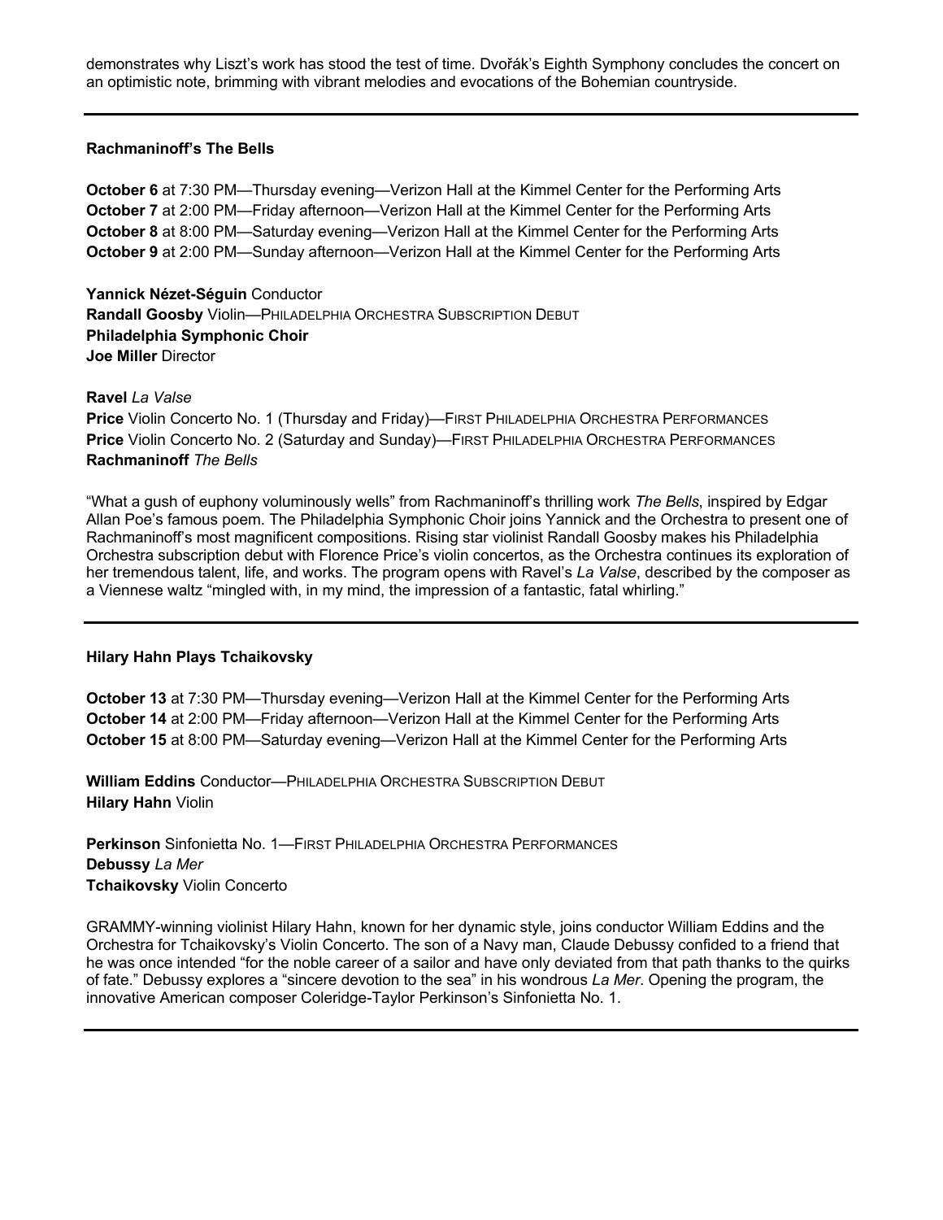demonstrates why Liszt's work has stood the test of time. Dvořák's Eighth Symphony concludes the concert on an optimistic note, brimming with vibrant melodies and evocations of the Bohemian countryside.

---

### Rachmaninoff's The Bells

**October 6** at 7:30 PM—Thursday evening—Verizon Hall at the Kimmel Center for the Performing Arts
**October 7** at 2:00 PM—Friday afternoon—Verizon Hall at the Kimmel Center for the Performing Arts
**October 8** at 8:00 PM—Saturday evening—Verizon Hall at the Kimmel Center for the Performing Arts
**October 9** at 2:00 PM—Sunday afternoon—Verizon Hall at the Kimmel Center for the Performing Arts

**Yannick Nézet-Séguin** Conductor
**Randall Goosby** Violin—PHILADELPHIA ORCHESTRA SUBSCRIPTION DEBUT
**Philadelphia Symphonic Choir**
**Joe Miller** Director

**Ravel** *La Valse*
**Price** Violin Concerto No. 1 (Thursday and Friday)—FIRST PHILADELPHIA ORCHESTRA PERFORMANCES
**Price** Violin Concerto No. 2 (Saturday and Sunday)—FIRST PHILADELPHIA ORCHESTRA PERFORMANCES
**Rachmaninoff** *The Bells*

"What a gush of euphony voluminously wells" from Rachmaninoff's thrilling work *The Bells*, inspired by Edgar Allan Poe's famous poem. The Philadelphia Symphonic Choir joins Yannick and the Orchestra to present one of Rachmaninoff's most magnificent compositions. Rising star violinist Randall Goosby makes his Philadelphia Orchestra subscription debut with Florence Price's violin concertos, as the Orchestra continues its exploration of her tremendous talent, life, and works. The program opens with Ravel's *La Valse*, described by the composer as a Viennese waltz "mingled with, in my mind, the impression of a fantastic, fatal whirling."

---

### Hilary Hahn Plays Tchaikovsky

**October 13** at 7:30 PM—Thursday evening—Verizon Hall at the Kimmel Center for the Performing Arts
**October 14** at 2:00 PM—Friday afternoon—Verizon Hall at the Kimmel Center for the Performing Arts
**October 15** at 8:00 PM—Saturday evening—Verizon Hall at the Kimmel Center for the Performing Arts

**William Eddins** Conductor—PHILADELPHIA ORCHESTRA SUBSCRIPTION DEBUT
**Hilary Hahn** Violin

**Perkinson** Sinfonietta No. 1—FIRST PHILADELPHIA ORCHESTRA PERFORMANCES
**Debussy** *La Mer*
**Tchaikovsky** Violin Concerto

GRAMMY-winning violinist Hilary Hahn, known for her dynamic style, joins conductor William Eddins and the Orchestra for Tchaikovsky's Violin Concerto. The son of a Navy man, Claude Debussy confided to a friend that he was once intended "for the noble career of a sailor and have only deviated from that path thanks to the quirks of fate." Debussy explores a "sincere devotion to the sea" in his wondrous *La Mer*. Opening the program, the innovative American composer Coleridge-Taylor Perkinson's Sinfonietta No. 1.

---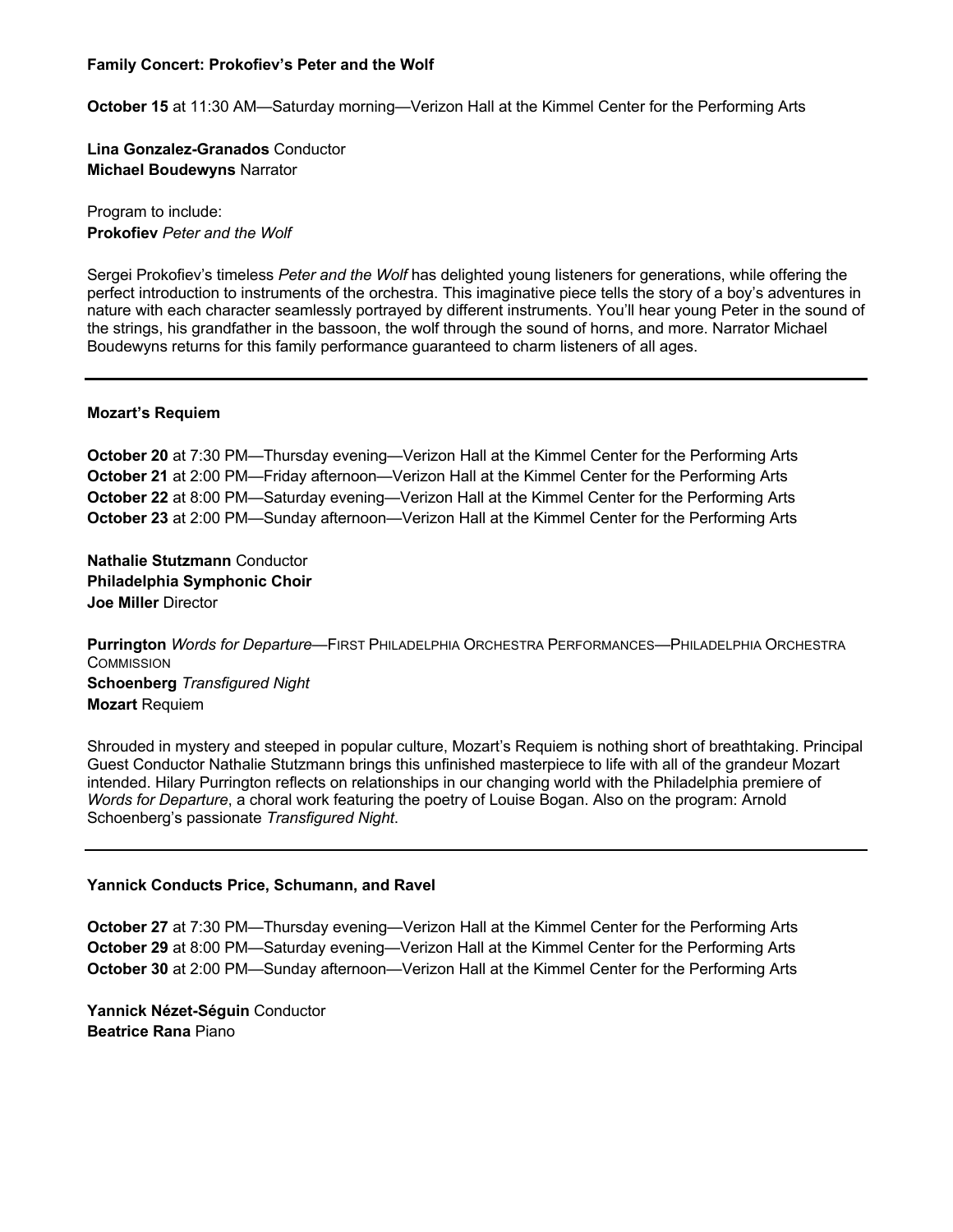**Family Concert: Prokofiev's Peter and the Wolf**

**October 15** at 11:30 AM—Saturday morning—Verizon Hall at the Kimmel Center for the Performing Arts

**Lina Gonzalez-Granados** Conductor
**Michael Boudewyns** Narrator

Program to include:
**Prokofiev** *Peter and the Wolf*

Sergei Prokofiev's timeless *Peter and the Wolf* has delighted young listeners for generations, while offering the perfect introduction to instruments of the orchestra. This imaginative piece tells the story of a boy's adventures in nature with each character seamlessly portrayed by different instruments. You'll hear young Peter in the sound of the strings, his grandfather in the bassoon, the wolf through the sound of horns, and more. Narrator Michael Boudewyns returns for this family performance guaranteed to charm listeners of all ages.

---

**Mozart's Requiem**

**October 20** at 7:30 PM—Thursday evening—Verizon Hall at the Kimmel Center for the Performing Arts
**October 21** at 2:00 PM—Friday afternoon—Verizon Hall at the Kimmel Center for the Performing Arts
**October 22** at 8:00 PM—Saturday evening—Verizon Hall at the Kimmel Center for the Performing Arts
**October 23** at 2:00 PM—Sunday afternoon—Verizon Hall at the Kimmel Center for the Performing Arts

**Nathalie Stutzmann** Conductor
**Philadelphia Symphonic Choir**
**Joe Miller** Director

**Purrington** *Words for Departure*—First Philadelphia Orchestra Performances—Philadelphia Orchestra Commission
**Schoenberg** *Transfigured Night*
**Mozart** Requiem

Shrouded in mystery and steeped in popular culture, Mozart's Requiem is nothing short of breathtaking. Principal Guest Conductor Nathalie Stutzmann brings this unfinished masterpiece to life with all of the grandeur Mozart intended. Hilary Purrington reflects on relationships in our changing world with the Philadelphia premiere of *Words for Departure*, a choral work featuring the poetry of Louise Bogan. Also on the program: Arnold Schoenberg's passionate *Transfigured Night*.

---

**Yannick Conducts Price, Schumann, and Ravel**

**October 27** at 7:30 PM—Thursday evening—Verizon Hall at the Kimmel Center for the Performing Arts
**October 29** at 8:00 PM—Saturday evening—Verizon Hall at the Kimmel Center for the Performing Arts
**October 30** at 2:00 PM—Sunday afternoon—Verizon Hall at the Kimmel Center for the Performing Arts

**Yannick Nézet-Séguin** Conductor
**Beatrice Rana** Piano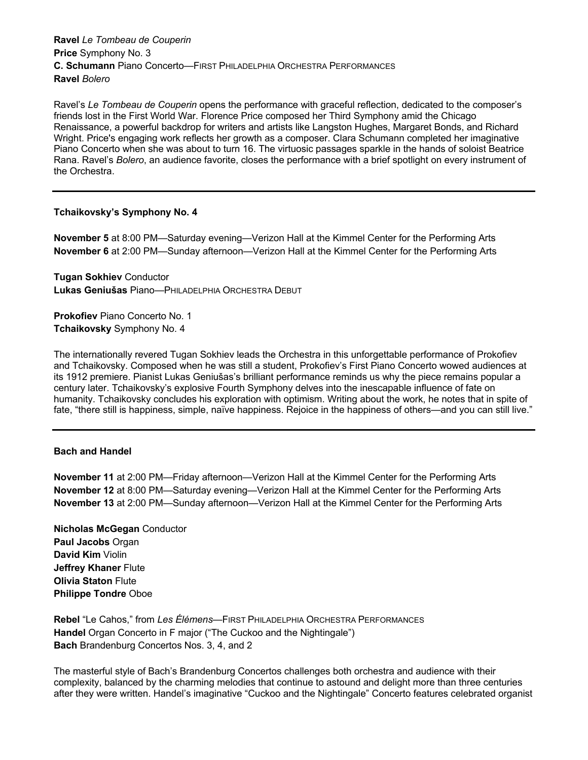**Ravel** *Le Tombeau de Couperin*
**Price** Symphony No. 3
**C. Schumann** Piano Concerto—First Philadelphia Orchestra Performances
**Ravel** *Bolero*

Ravel's *Le Tombeau de Couperin* opens the performance with graceful reflection, dedicated to the composer's friends lost in the First World War. Florence Price composed her Third Symphony amid the Chicago Renaissance, a powerful backdrop for writers and artists like Langston Hughes, Margaret Bonds, and Richard Wright. Price's engaging work reflects her growth as a composer. Clara Schumann completed her imaginative Piano Concerto when she was about to turn 16. The virtuosic passages sparkle in the hands of soloist Beatrice Rana. Ravel's *Bolero*, an audience favorite, closes the performance with a brief spotlight on every instrument of the Orchestra.

---

**Tchaikovsky's Symphony No. 4**

**November 5** at 8:00 PM—Saturday evening—Verizon Hall at the Kimmel Center for the Performing Arts
**November 6** at 2:00 PM—Sunday afternoon—Verizon Hall at the Kimmel Center for the Performing Arts

**Tugan Sokhiev** Conductor
**Lukas Geniušas** Piano—Philadelphia Orchestra Debut

**Prokofiev** Piano Concerto No. 1
**Tchaikovsky** Symphony No. 4

The internationally revered Tugan Sokhiev leads the Orchestra in this unforgettable performance of Prokofiev and Tchaikovsky. Composed when he was still a student, Prokofiev's First Piano Concerto wowed audiences at its 1912 premiere. Pianist Lukas Geniušas's brilliant performance reminds us why the piece remains popular a century later. Tchaikovsky's explosive Fourth Symphony delves into the inescapable influence of fate on humanity. Tchaikovsky concludes his exploration with optimism. Writing about the work, he notes that in spite of fate, "there still is happiness, simple, naïve happiness. Rejoice in the happiness of others—and you can still live."

---

**Bach and Handel**

**November 11** at 2:00 PM—Friday afternoon—Verizon Hall at the Kimmel Center for the Performing Arts
**November 12** at 8:00 PM—Saturday evening—Verizon Hall at the Kimmel Center for the Performing Arts
**November 13** at 2:00 PM—Sunday afternoon—Verizon Hall at the Kimmel Center for the Performing Arts

**Nicholas McGegan** Conductor
**Paul Jacobs** Organ
**David Kim** Violin
**Jeffrey Khaner** Flute
**Olivia Staton** Flute
**Philippe Tondre** Oboe

**Rebel** "Le Cahos," from *Les Élémens*—First Philadelphia Orchestra Performances
**Handel** Organ Concerto in F major ("The Cuckoo and the Nightingale")
**Bach** Brandenburg Concertos Nos. 3, 4, and 2

The masterful style of Bach's Brandenburg Concertos challenges both orchestra and audience with their complexity, balanced by the charming melodies that continue to astound and delight more than three centuries after they were written. Handel's imaginative "Cuckoo and the Nightingale" Concerto features celebrated organist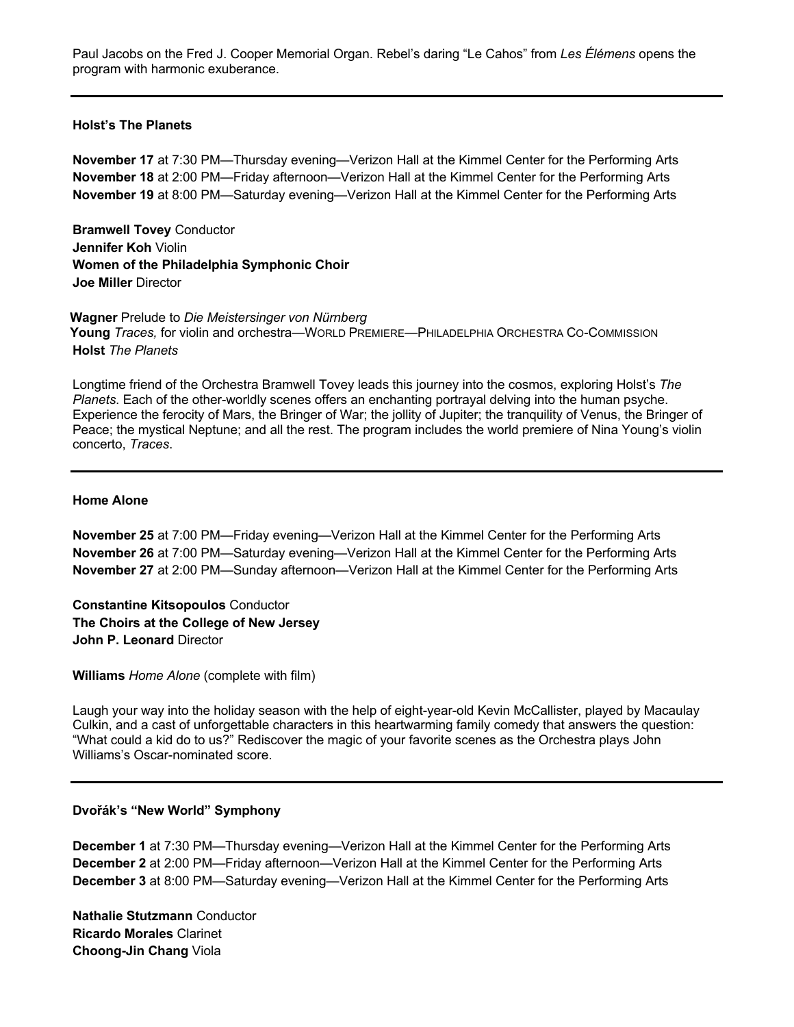Paul Jacobs on the Fred J. Cooper Memorial Organ. Rebel's daring "Le Cahos" from *Les Élémens* opens the program with harmonic exuberance.

---

### Holst's The Planets

**November 17** at 7:30 PM—Thursday evening—Verizon Hall at the Kimmel Center for the Performing Arts
**November 18** at 2:00 PM—Friday afternoon—Verizon Hall at the Kimmel Center for the Performing Arts
**November 19** at 8:00 PM—Saturday evening—Verizon Hall at the Kimmel Center for the Performing Arts

**Bramwell Tovey** Conductor
**Jennifer Koh** Violin
**Women of the Philadelphia Symphonic Choir**
**Joe Miller** Director

**Wagner** Prelude to *Die Meistersinger von Nürnberg*
**Young** *Traces,* for violin and orchestra—World Premiere—Philadelphia Orchestra Co-Commission
**Holst** *The Planets*

Longtime friend of the Orchestra Bramwell Tovey leads this journey into the cosmos, exploring Holst's *The Planets*. Each of the other-worldly scenes offers an enchanting portrayal delving into the human psyche. Experience the ferocity of Mars, the Bringer of War; the jollity of Jupiter; the tranquility of Venus, the Bringer of Peace; the mystical Neptune; and all the rest. The program includes the world premiere of Nina Young's violin concerto, *Traces*.

---

### Home Alone

**November 25** at 7:00 PM—Friday evening—Verizon Hall at the Kimmel Center for the Performing Arts
**November 26** at 7:00 PM—Saturday evening—Verizon Hall at the Kimmel Center for the Performing Arts
**November 27** at 2:00 PM—Sunday afternoon—Verizon Hall at the Kimmel Center for the Performing Arts

**Constantine Kitsopoulos** Conductor
**The Choirs at the College of New Jersey**
**John P. Leonard** Director

**Williams** *Home Alone* (complete with film)

Laugh your way into the holiday season with the help of eight-year-old Kevin McCallister, played by Macaulay Culkin, and a cast of unforgettable characters in this heartwarming family comedy that answers the question: "What could a kid do to us?" Rediscover the magic of your favorite scenes as the Orchestra plays John Williams's Oscar-nominated score.

---

### Dvořák's "New World" Symphony

**December 1** at 7:30 PM—Thursday evening—Verizon Hall at the Kimmel Center for the Performing Arts
**December 2** at 2:00 PM—Friday afternoon—Verizon Hall at the Kimmel Center for the Performing Arts
**December 3** at 8:00 PM—Saturday evening—Verizon Hall at the Kimmel Center for the Performing Arts

**Nathalie Stutzmann** Conductor
**Ricardo Morales** Clarinet
**Choong-Jin Chang** Viola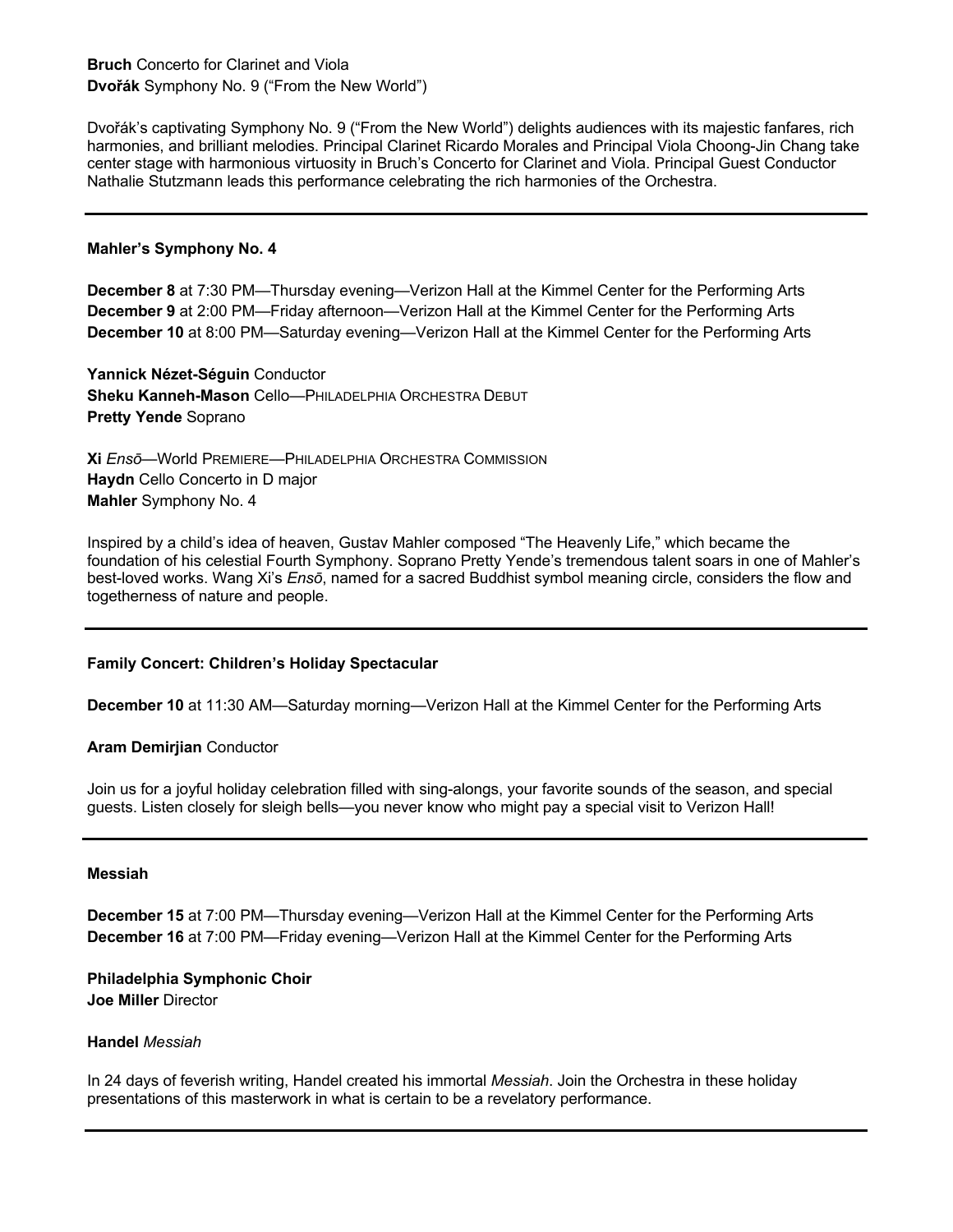**Bruch** Concerto for Clarinet and Viola
**Dvořák** Symphony No. 9 ("From the New World")

Dvořák's captivating Symphony No. 9 ("From the New World") delights audiences with its majestic fanfares, rich harmonies, and brilliant melodies. Principal Clarinet Ricardo Morales and Principal Viola Choong-Jin Chang take center stage with harmonious virtuosity in Bruch's Concerto for Clarinet and Viola. Principal Guest Conductor Nathalie Stutzmann leads this performance celebrating the rich harmonies of the Orchestra.

---

**Mahler's Symphony No. 4**

**December 8** at 7:30 PM—Thursday evening—Verizon Hall at the Kimmel Center for the Performing Arts
**December 9** at 2:00 PM—Friday afternoon—Verizon Hall at the Kimmel Center for the Performing Arts
**December 10** at 8:00 PM—Saturday evening—Verizon Hall at the Kimmel Center for the Performing Arts

**Yannick Nézet-Séguin** Conductor
**Sheku Kanneh-Mason** Cello—PHILADELPHIA ORCHESTRA DEBUT
**Pretty Yende** Soprano

**Xi** *Ensō*—World PREMIERE—PHILADELPHIA ORCHESTRA COMMISSION
**Haydn** Cello Concerto in D major
**Mahler** Symphony No. 4

Inspired by a child's idea of heaven, Gustav Mahler composed "The Heavenly Life," which became the foundation of his celestial Fourth Symphony. Soprano Pretty Yende's tremendous talent soars in one of Mahler's best-loved works. Wang Xi's *Ensō*, named for a sacred Buddhist symbol meaning circle, considers the flow and togetherness of nature and people.

---

**Family Concert: Children's Holiday Spectacular**

**December 10** at 11:30 AM—Saturday morning—Verizon Hall at the Kimmel Center for the Performing Arts

**Aram Demirjian** Conductor

Join us for a joyful holiday celebration filled with sing-alongs, your favorite sounds of the season, and special guests. Listen closely for sleigh bells—you never know who might pay a special visit to Verizon Hall!

---

**Messiah**

**December 15** at 7:00 PM—Thursday evening—Verizon Hall at the Kimmel Center for the Performing Arts
**December 16** at 7:00 PM—Friday evening—Verizon Hall at the Kimmel Center for the Performing Arts

**Philadelphia Symphonic Choir**
**Joe Miller** Director

**Handel** *Messiah*

In 24 days of feverish writing, Handel created his immortal *Messiah*. Join the Orchestra in these holiday presentations of this masterwork in what is certain to be a revelatory performance.

---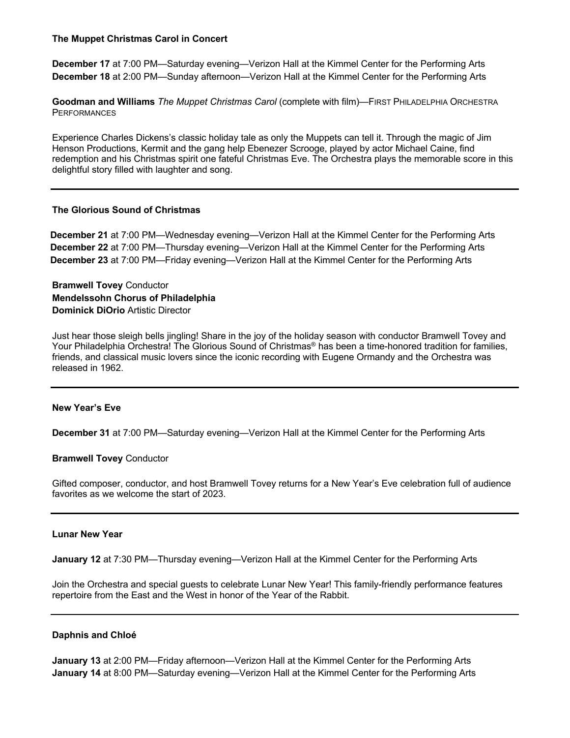### The Muppet Christmas Carol in Concert

**December 17** at 7:00 PM—Saturday evening—Verizon Hall at the Kimmel Center for the Performing Arts
**December 18** at 2:00 PM—Sunday afternoon—Verizon Hall at the Kimmel Center for the Performing Arts

**Goodman and Williams** *The Muppet Christmas Carol* (complete with film)—First Philadelphia Orchestra Performances

Experience Charles Dickens's classic holiday tale as only the Muppets can tell it. Through the magic of Jim Henson Productions, Kermit and the gang help Ebenezer Scrooge, played by actor Michael Caine, find redemption and his Christmas spirit one fateful Christmas Eve. The Orchestra plays the memorable score in this delightful story filled with laughter and song.

---

### The Glorious Sound of Christmas

**December 21** at 7:00 PM—Wednesday evening—Verizon Hall at the Kimmel Center for the Performing Arts
**December 22** at 7:00 PM—Thursday evening—Verizon Hall at the Kimmel Center for the Performing Arts
**December 23** at 7:00 PM—Friday evening—Verizon Hall at the Kimmel Center for the Performing Arts

**Bramwell Tovey** Conductor
**Mendelssohn Chorus of Philadelphia**
**Dominick DiOrio** Artistic Director

Just hear those sleigh bells jingling! Share in the joy of the holiday season with conductor Bramwell Tovey and Your Philadelphia Orchestra! The Glorious Sound of Christmas® has been a time-honored tradition for families, friends, and classical music lovers since the iconic recording with Eugene Ormandy and the Orchestra was released in 1962.

---

### New Year's Eve

**December 31** at 7:00 PM—Saturday evening—Verizon Hall at the Kimmel Center for the Performing Arts

**Bramwell Tovey** Conductor

Gifted composer, conductor, and host Bramwell Tovey returns for a New Year's Eve celebration full of audience favorites as we welcome the start of 2023.

---

### Lunar New Year

**January 12** at 7:30 PM—Thursday evening—Verizon Hall at the Kimmel Center for the Performing Arts

Join the Orchestra and special guests to celebrate Lunar New Year! This family-friendly performance features repertoire from the East and the West in honor of the Year of the Rabbit.

---

### Daphnis and Chloé

**January 13** at 2:00 PM—Friday afternoon—Verizon Hall at the Kimmel Center for the Performing Arts
**January 14** at 8:00 PM—Saturday evening—Verizon Hall at the Kimmel Center for the Performing Arts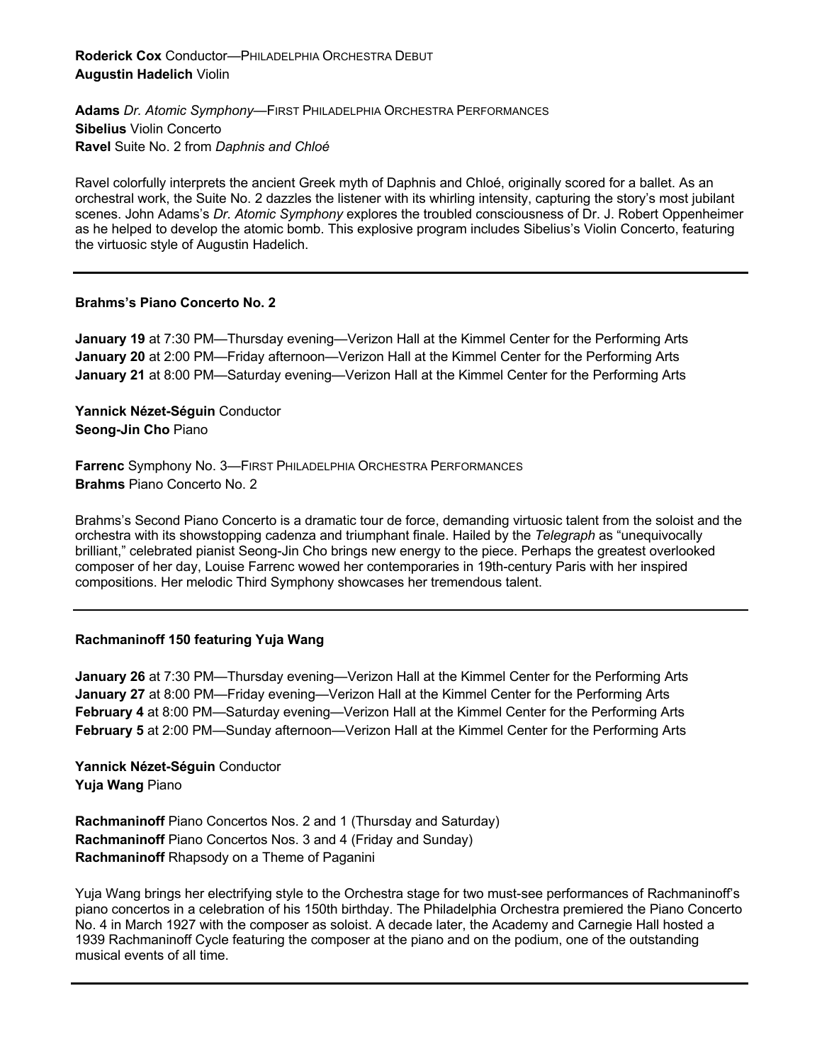**Roderick Cox** Conductor—PHILADELPHIA ORCHESTRA DEBUT
**Augustin Hadelich** Violin

**Adams** *Dr. Atomic Symphony*—FIRST PHILADELPHIA ORCHESTRA PERFORMANCES
**Sibelius** Violin Concerto
**Ravel** Suite No. 2 from *Daphnis and Chloé*

Ravel colorfully interprets the ancient Greek myth of Daphnis and Chloé, originally scored for a ballet. As an orchestral work, the Suite No. 2 dazzles the listener with its whirling intensity, capturing the story's most jubilant scenes. John Adams's *Dr. Atomic Symphony* explores the troubled consciousness of Dr. J. Robert Oppenheimer as he helped to develop the atomic bomb. This explosive program includes Sibelius's Violin Concerto, featuring the virtuosic style of Augustin Hadelich.

---

### Brahms's Piano Concerto No. 2

**January 19** at 7:30 PM—Thursday evening—Verizon Hall at the Kimmel Center for the Performing Arts
**January 20** at 2:00 PM—Friday afternoon—Verizon Hall at the Kimmel Center for the Performing Arts
**January 21** at 8:00 PM—Saturday evening—Verizon Hall at the Kimmel Center for the Performing Arts

**Yannick Nézet-Séguin** Conductor
**Seong-Jin Cho** Piano

**Farrenc** Symphony No. 3—FIRST PHILADELPHIA ORCHESTRA PERFORMANCES
**Brahms** Piano Concerto No. 2

Brahms's Second Piano Concerto is a dramatic tour de force, demanding virtuosic talent from the soloist and the orchestra with its showstopping cadenza and triumphant finale. Hailed by the *Telegraph* as "unequivocally brilliant," celebrated pianist Seong-Jin Cho brings new energy to the piece. Perhaps the greatest overlooked composer of her day, Louise Farrenc wowed her contemporaries in 19th-century Paris with her inspired compositions. Her melodic Third Symphony showcases her tremendous talent.

---

### Rachmaninoff 150 featuring Yuja Wang

**January 26** at 7:30 PM—Thursday evening—Verizon Hall at the Kimmel Center for the Performing Arts
**January 27** at 8:00 PM—Friday evening—Verizon Hall at the Kimmel Center for the Performing Arts
**February 4** at 8:00 PM—Saturday evening—Verizon Hall at the Kimmel Center for the Performing Arts
**February 5** at 2:00 PM—Sunday afternoon—Verizon Hall at the Kimmel Center for the Performing Arts

**Yannick Nézet-Séguin** Conductor
**Yuja Wang** Piano

**Rachmaninoff** Piano Concertos Nos. 2 and 1 (Thursday and Saturday)
**Rachmaninoff** Piano Concertos Nos. 3 and 4 (Friday and Sunday)
**Rachmaninoff** Rhapsody on a Theme of Paganini

Yuja Wang brings her electrifying style to the Orchestra stage for two must-see performances of Rachmaninoff's piano concertos in a celebration of his 150th birthday. The Philadelphia Orchestra premiered the Piano Concerto No. 4 in March 1927 with the composer as soloist. A decade later, the Academy and Carnegie Hall hosted a 1939 Rachmaninoff Cycle featuring the composer at the piano and on the podium, one of the outstanding musical events of all time.

---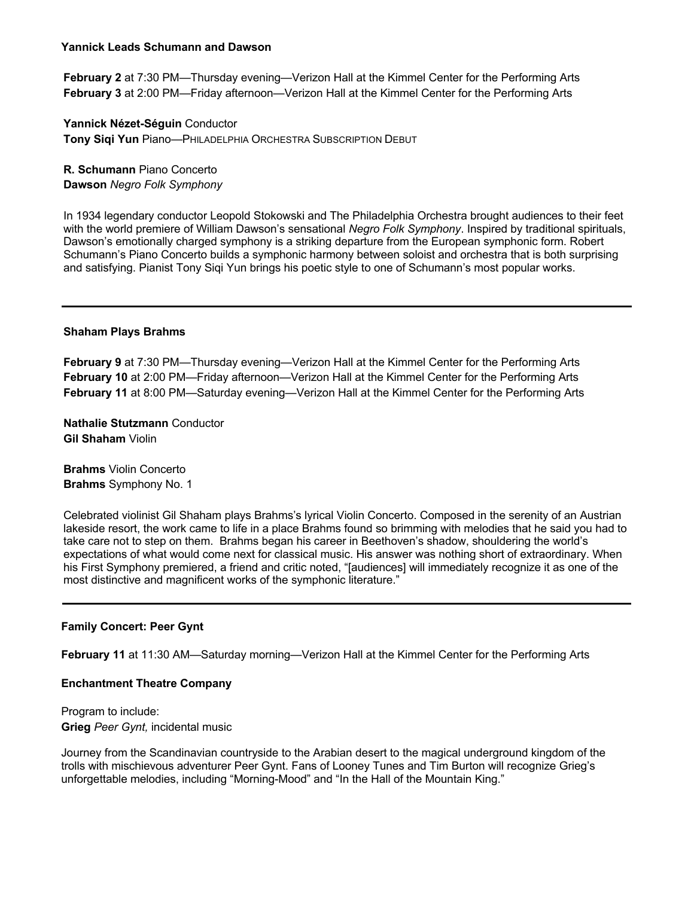### Yannick Leads Schumann and Dawson

**February 2** at 7:30 PM—Thursday evening—Verizon Hall at the Kimmel Center for the Performing Arts
**February 3** at 2:00 PM—Friday afternoon—Verizon Hall at the Kimmel Center for the Performing Arts

**Yannick Nézet-Séguin** Conductor
**Tony Siqi Yun** Piano—PHILADELPHIA ORCHESTRA SUBSCRIPTION DEBUT

**R. Schumann** Piano Concerto
**Dawson** *Negro Folk Symphony*

In 1934 legendary conductor Leopold Stokowski and The Philadelphia Orchestra brought audiences to their feet with the world premiere of William Dawson's sensational *Negro Folk Symphony*. Inspired by traditional spirituals, Dawson's emotionally charged symphony is a striking departure from the European symphonic form. Robert Schumann's Piano Concerto builds a symphonic harmony between soloist and orchestra that is both surprising and satisfying. Pianist Tony Siqi Yun brings his poetic style to one of Schumann's most popular works.

---

### Shaham Plays Brahms

**February 9** at 7:30 PM—Thursday evening—Verizon Hall at the Kimmel Center for the Performing Arts
**February 10** at 2:00 PM—Friday afternoon—Verizon Hall at the Kimmel Center for the Performing Arts
**February 11** at 8:00 PM—Saturday evening—Verizon Hall at the Kimmel Center for the Performing Arts

**Nathalie Stutzmann** Conductor
**Gil Shaham** Violin

**Brahms** Violin Concerto
**Brahms** Symphony No. 1

Celebrated violinist Gil Shaham plays Brahms's lyrical Violin Concerto. Composed in the serenity of an Austrian lakeside resort, the work came to life in a place Brahms found so brimming with melodies that he said you had to take care not to step on them. Brahms began his career in Beethoven's shadow, shouldering the world's expectations of what would come next for classical music. His answer was nothing short of extraordinary. When his First Symphony premiered, a friend and critic noted, "[audiences] will immediately recognize it as one of the most distinctive and magnificent works of the symphonic literature."

---

### Family Concert: Peer Gynt

**February 11** at 11:30 AM—Saturday morning—Verizon Hall at the Kimmel Center for the Performing Arts

**Enchantment Theatre Company**

Program to include:
**Grieg** *Peer Gynt,* incidental music

Journey from the Scandinavian countryside to the Arabian desert to the magical underground kingdom of the trolls with mischievous adventurer Peer Gynt. Fans of Looney Tunes and Tim Burton will recognize Grieg's unforgettable melodies, including "Morning-Mood" and "In the Hall of the Mountain King."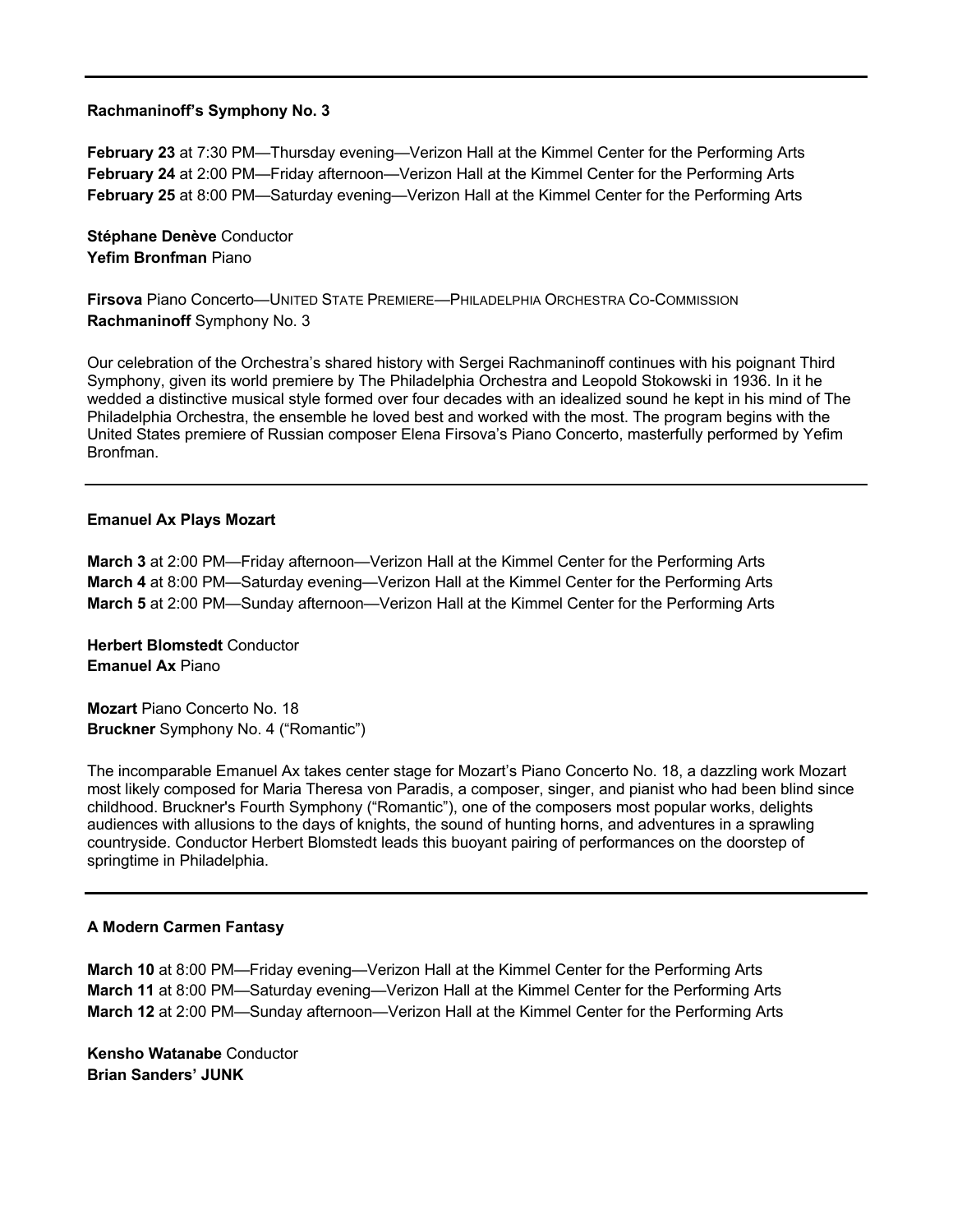---

**Rachmaninoff's Symphony No. 3**

**February 23** at 7:30 PM—Thursday evening—Verizon Hall at the Kimmel Center for the Performing Arts
**February 24** at 2:00 PM—Friday afternoon—Verizon Hall at the Kimmel Center for the Performing Arts
**February 25** at 8:00 PM—Saturday evening—Verizon Hall at the Kimmel Center for the Performing Arts

**Stéphane Denève** Conductor
**Yefim Bronfman** Piano

**Firsova** Piano Concerto—United State Premiere—Philadelphia Orchestra Co-Commission
**Rachmaninoff** Symphony No. 3

Our celebration of the Orchestra's shared history with Sergei Rachmaninoff continues with his poignant Third Symphony, given its world premiere by The Philadelphia Orchestra and Leopold Stokowski in 1936. In it he wedded a distinctive musical style formed over four decades with an idealized sound he kept in his mind of The Philadelphia Orchestra, the ensemble he loved best and worked with the most. The program begins with the United States premiere of Russian composer Elena Firsova's Piano Concerto, masterfully performed by Yefim Bronfman.

---

**Emanuel Ax Plays Mozart**

**March 3** at 2:00 PM—Friday afternoon—Verizon Hall at the Kimmel Center for the Performing Arts
**March 4** at 8:00 PM—Saturday evening—Verizon Hall at the Kimmel Center for the Performing Arts
**March 5** at 2:00 PM—Sunday afternoon—Verizon Hall at the Kimmel Center for the Performing Arts

**Herbert Blomstedt** Conductor
**Emanuel Ax** Piano

**Mozart** Piano Concerto No. 18
**Bruckner** Symphony No. 4 ("Romantic")

The incomparable Emanuel Ax takes center stage for Mozart's Piano Concerto No. 18, a dazzling work Mozart most likely composed for Maria Theresa von Paradis, a composer, singer, and pianist who had been blind since childhood. Bruckner's Fourth Symphony ("Romantic"), one of the composers most popular works, delights audiences with allusions to the days of knights, the sound of hunting horns, and adventures in a sprawling countryside. Conductor Herbert Blomstedt leads this buoyant pairing of performances on the doorstep of springtime in Philadelphia.

---

**A Modern Carmen Fantasy**

**March 10** at 8:00 PM—Friday evening—Verizon Hall at the Kimmel Center for the Performing Arts
**March 11** at 8:00 PM—Saturday evening—Verizon Hall at the Kimmel Center for the Performing Arts
**March 12** at 2:00 PM—Sunday afternoon—Verizon Hall at the Kimmel Center for the Performing Arts

**Kensho Watanabe** Conductor
**Brian Sanders' JUNK**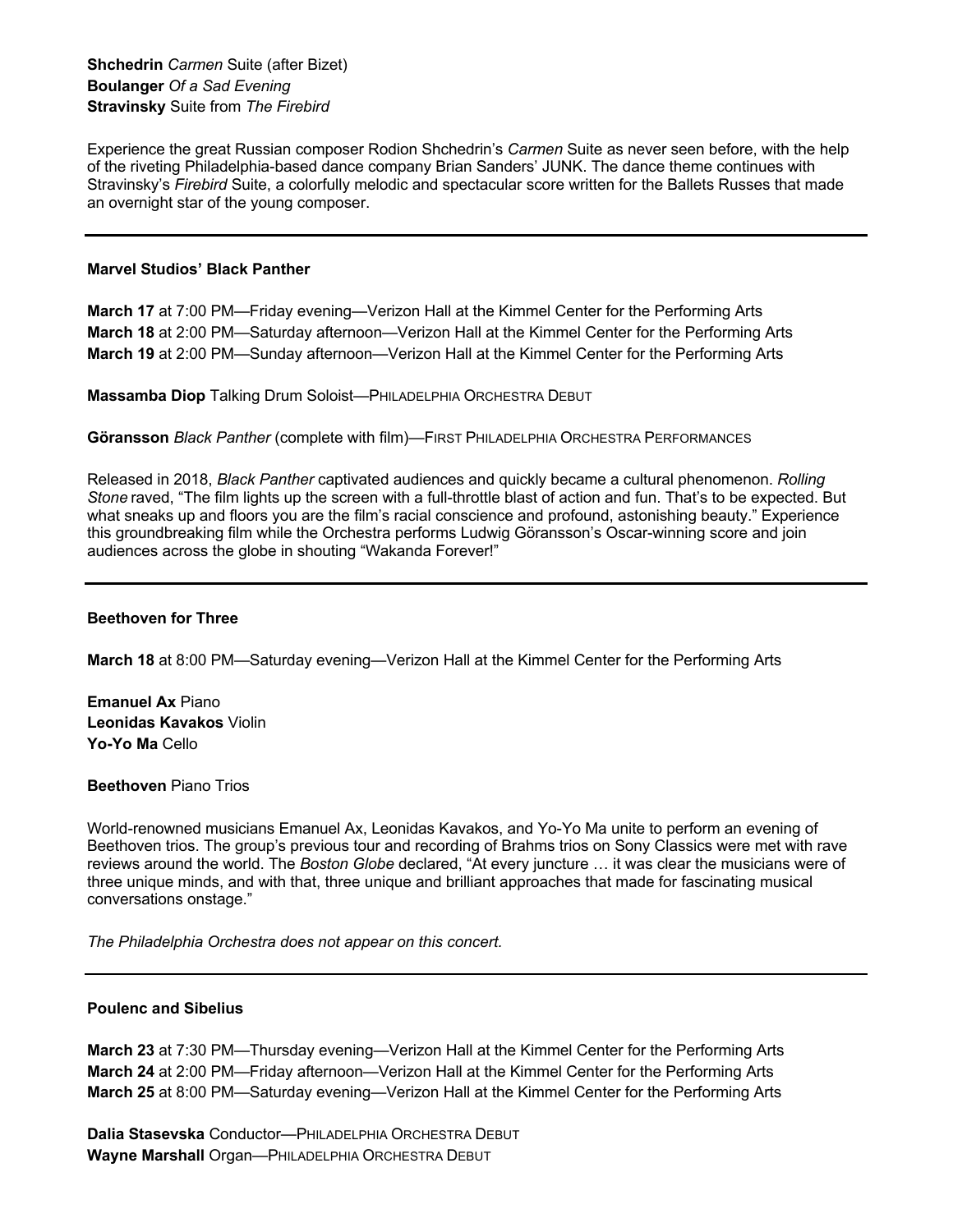**Shchedrin** *Carmen* Suite (after Bizet)
**Boulanger** *Of a Sad Evening*
**Stravinsky** Suite from *The Firebird*

Experience the great Russian composer Rodion Shchedrin's *Carmen* Suite as never seen before, with the help of the riveting Philadelphia-based dance company Brian Sanders' JUNK. The dance theme continues with Stravinsky's *Firebird* Suite, a colorfully melodic and spectacular score written for the Ballets Russes that made an overnight star of the young composer.

---

**Marvel Studios' Black Panther**

**March 17** at 7:00 PM—Friday evening—Verizon Hall at the Kimmel Center for the Performing Arts
**March 18** at 2:00 PM—Saturday afternoon—Verizon Hall at the Kimmel Center for the Performing Arts
**March 19** at 2:00 PM—Sunday afternoon—Verizon Hall at the Kimmel Center for the Performing Arts

**Massamba Diop** Talking Drum Soloist—Philadelphia Orchestra Debut

**Göransson** *Black Panther* (complete with film)—First Philadelphia Orchestra Performances

Released in 2018, *Black Panther* captivated audiences and quickly became a cultural phenomenon. *Rolling Stone* raved, "The film lights up the screen with a full-throttle blast of action and fun. That's to be expected. But what sneaks up and floors you are the film's racial conscience and profound, astonishing beauty." Experience this groundbreaking film while the Orchestra performs Ludwig Göransson's Oscar-winning score and join audiences across the globe in shouting "Wakanda Forever!"

---

**Beethoven for Three**

**March 18** at 8:00 PM—Saturday evening—Verizon Hall at the Kimmel Center for the Performing Arts

**Emanuel Ax** Piano
**Leonidas Kavakos** Violin
**Yo-Yo Ma** Cello

**Beethoven** Piano Trios

World-renowned musicians Emanuel Ax, Leonidas Kavakos, and Yo-Yo Ma unite to perform an evening of Beethoven trios. The group's previous tour and recording of Brahms trios on Sony Classics were met with rave reviews around the world. The *Boston Globe* declared, "At every juncture … it was clear the musicians were of three unique minds, and with that, three unique and brilliant approaches that made for fascinating musical conversations onstage."

*The Philadelphia Orchestra does not appear on this concert.*

---

**Poulenc and Sibelius**

**March 23** at 7:30 PM—Thursday evening—Verizon Hall at the Kimmel Center for the Performing Arts
**March 24** at 2:00 PM—Friday afternoon—Verizon Hall at the Kimmel Center for the Performing Arts
**March 25** at 8:00 PM—Saturday evening—Verizon Hall at the Kimmel Center for the Performing Arts

**Dalia Stasevska** Conductor—Philadelphia Orchestra Debut
**Wayne Marshall** Organ—Philadelphia Orchestra Debut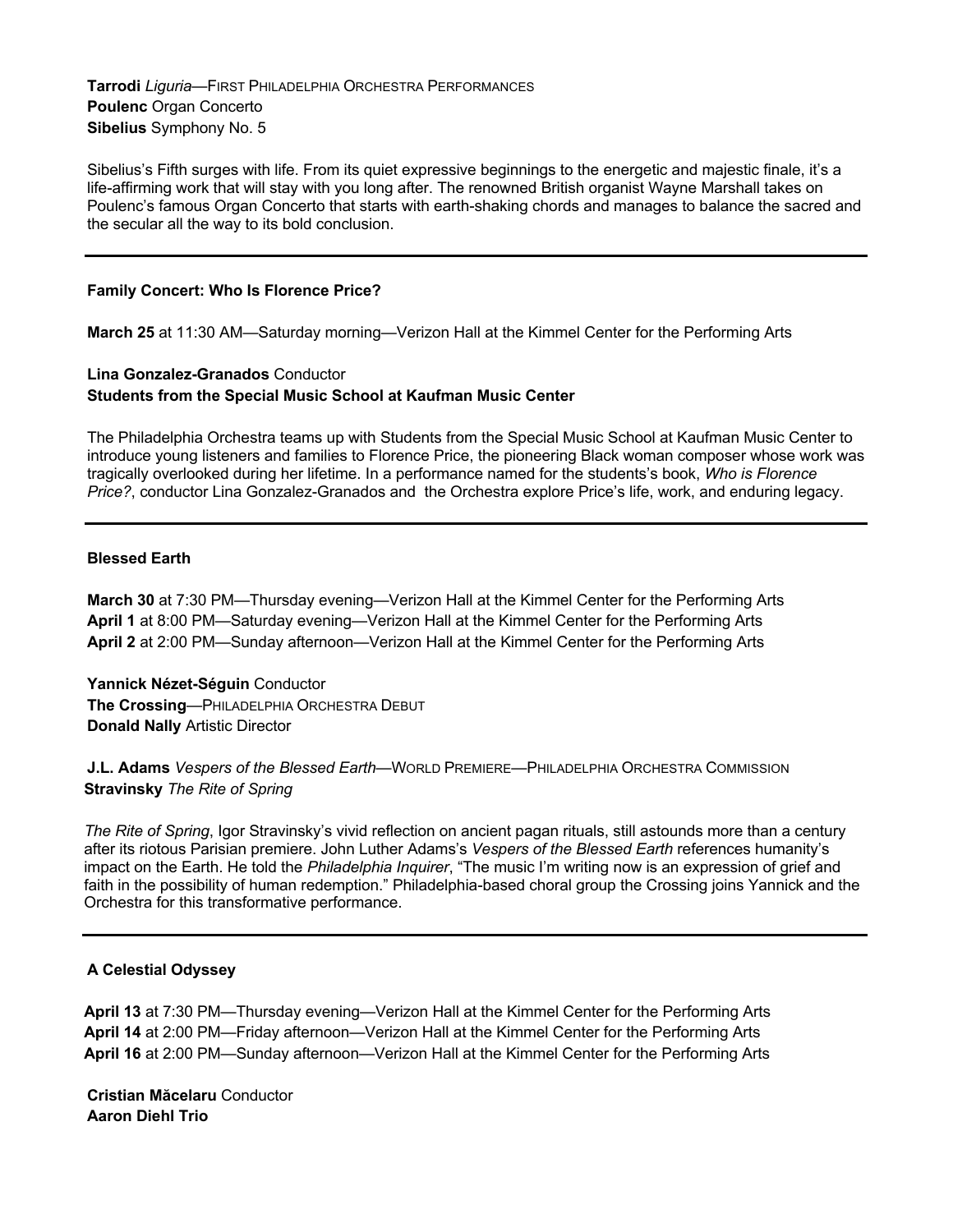**Tarrodi** *Liguria*—FIRST PHILADELPHIA ORCHESTRA PERFORMANCES
**Poulenc** Organ Concerto
**Sibelius** Symphony No. 5

Sibelius's Fifth surges with life. From its quiet expressive beginnings to the energetic and majestic finale, it's a life-affirming work that will stay with you long after. The renowned British organist Wayne Marshall takes on Poulenc's famous Organ Concerto that starts with earth-shaking chords and manages to balance the sacred and the secular all the way to its bold conclusion.

---

**Family Concert: Who Is Florence Price?**

**March 25** at 11:30 AM—Saturday morning—Verizon Hall at the Kimmel Center for the Performing Arts

**Lina Gonzalez-Granados** Conductor
**Students from the Special Music School at Kaufman Music Center**

The Philadelphia Orchestra teams up with Students from the Special Music School at Kaufman Music Center to introduce young listeners and families to Florence Price, the pioneering Black woman composer whose work was tragically overlooked during her lifetime. In a performance named for the students's book, *Who is Florence Price?*, conductor Lina Gonzalez-Granados and the Orchestra explore Price's life, work, and enduring legacy.

---

**Blessed Earth**

**March 30** at 7:30 PM—Thursday evening—Verizon Hall at the Kimmel Center for the Performing Arts
**April 1** at 8:00 PM—Saturday evening—Verizon Hall at the Kimmel Center for the Performing Arts
**April 2** at 2:00 PM—Sunday afternoon—Verizon Hall at the Kimmel Center for the Performing Arts

**Yannick Nézet-Séguin** Conductor
**The Crossing**—PHILADELPHIA ORCHESTRA DEBUT
**Donald Nally** Artistic Director

**J.L. Adams** *Vespers of the Blessed Earth*—WORLD PREMIERE—PHILADELPHIA ORCHESTRA COMMISSION
**Stravinsky** *The Rite of Spring*

*The Rite of Spring*, Igor Stravinsky's vivid reflection on ancient pagan rituals, still astounds more than a century after its riotous Parisian premiere. John Luther Adams's *Vespers of the Blessed Earth* references humanity's impact on the Earth. He told the *Philadelphia Inquirer*, "The music I'm writing now is an expression of grief and faith in the possibility of human redemption." Philadelphia-based choral group the Crossing joins Yannick and the Orchestra for this transformative performance.

---

**A Celestial Odyssey**

**April 13** at 7:30 PM—Thursday evening—Verizon Hall at the Kimmel Center for the Performing Arts
**April 14** at 2:00 PM—Friday afternoon—Verizon Hall at the Kimmel Center for the Performing Arts
**April 16** at 2:00 PM—Sunday afternoon—Verizon Hall at the Kimmel Center for the Performing Arts

**Cristian Măcelaru** Conductor
**Aaron Diehl Trio**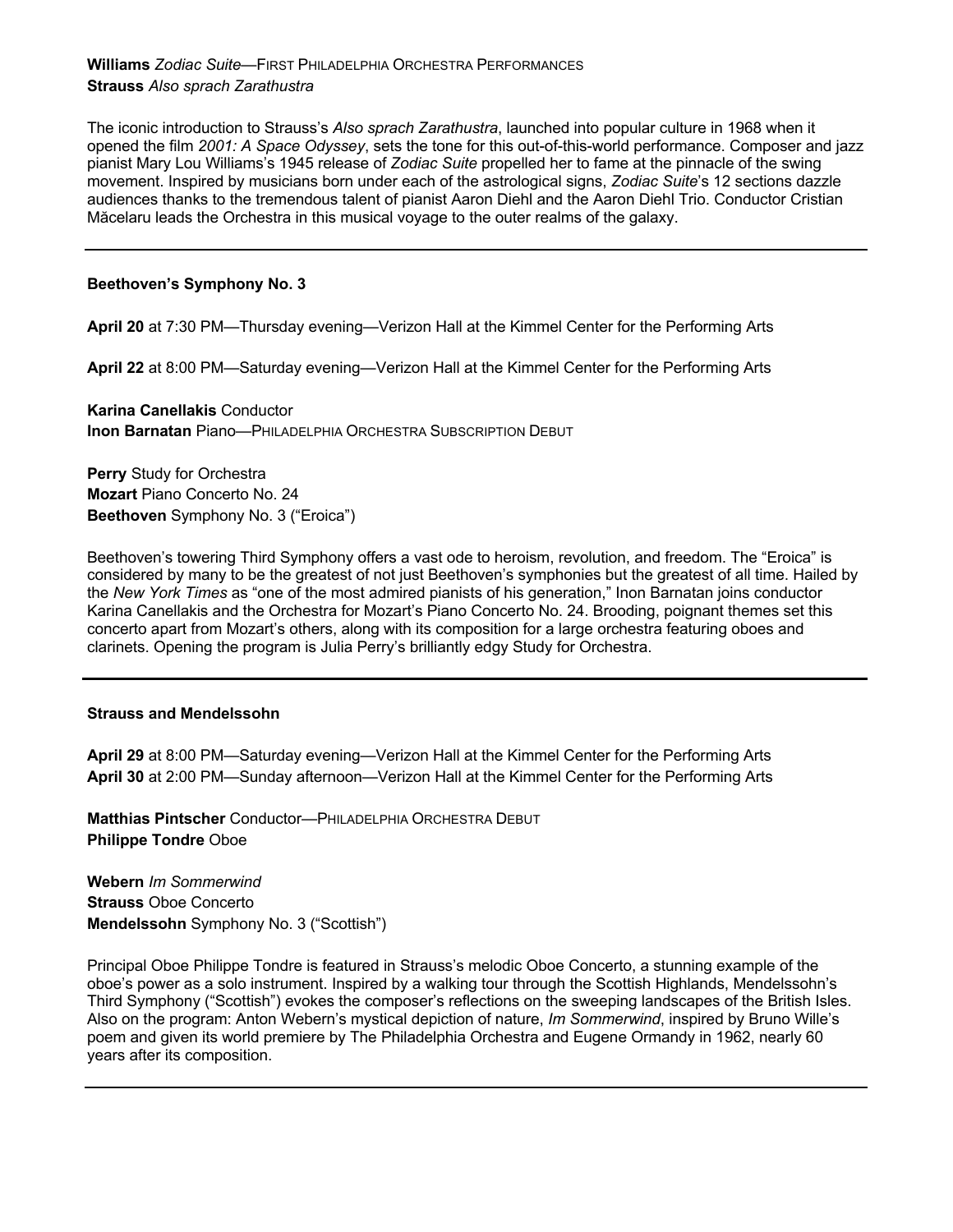**Williams** *Zodiac Suite*—First Philadelphia Orchestra Performances
**Strauss** *Also sprach Zarathustra*

The iconic introduction to Strauss's *Also sprach Zarathustra*, launched into popular culture in 1968 when it opened the film *2001: A Space Odyssey*, sets the tone for this out-of-this-world performance. Composer and jazz pianist Mary Lou Williams's 1945 release of *Zodiac Suite* propelled her to fame at the pinnacle of the swing movement. Inspired by musicians born under each of the astrological signs, *Zodiac Suite*'s 12 sections dazzle audiences thanks to the tremendous talent of pianist Aaron Diehl and the Aaron Diehl Trio. Conductor Cristian Măcelaru leads the Orchestra in this musical voyage to the outer realms of the galaxy.

---

**Beethoven's Symphony No. 3**

**April 20** at 7:30 PM—Thursday evening—Verizon Hall at the Kimmel Center for the Performing Arts

**April 22** at 8:00 PM—Saturday evening—Verizon Hall at the Kimmel Center for the Performing Arts

**Karina Canellakis** Conductor
**Inon Barnatan** Piano—Philadelphia Orchestra Subscription Debut

**Perry** Study for Orchestra
**Mozart** Piano Concerto No. 24
**Beethoven** Symphony No. 3 ("Eroica")

Beethoven's towering Third Symphony offers a vast ode to heroism, revolution, and freedom. The "Eroica" is considered by many to be the greatest of not just Beethoven's symphonies but the greatest of all time. Hailed by the *New York Times* as "one of the most admired pianists of his generation," Inon Barnatan joins conductor Karina Canellakis and the Orchestra for Mozart's Piano Concerto No. 24. Brooding, poignant themes set this concerto apart from Mozart's others, along with its composition for a large orchestra featuring oboes and clarinets. Opening the program is Julia Perry's brilliantly edgy Study for Orchestra.

---

**Strauss and Mendelssohn**

**April 29** at 8:00 PM—Saturday evening—Verizon Hall at the Kimmel Center for the Performing Arts
**April 30** at 2:00 PM—Sunday afternoon—Verizon Hall at the Kimmel Center for the Performing Arts

**Matthias Pintscher** Conductor—Philadelphia Orchestra Debut
**Philippe Tondre** Oboe

**Webern** *Im Sommerwind*
**Strauss** Oboe Concerto
**Mendelssohn** Symphony No. 3 ("Scottish")

Principal Oboe Philippe Tondre is featured in Strauss's melodic Oboe Concerto, a stunning example of the oboe's power as a solo instrument. Inspired by a walking tour through the Scottish Highlands, Mendelssohn's Third Symphony ("Scottish") evokes the composer's reflections on the sweeping landscapes of the British Isles. Also on the program: Anton Webern's mystical depiction of nature, *Im Sommerwind*, inspired by Bruno Wille's poem and given its world premiere by The Philadelphia Orchestra and Eugene Ormandy in 1962, nearly 60 years after its composition.

---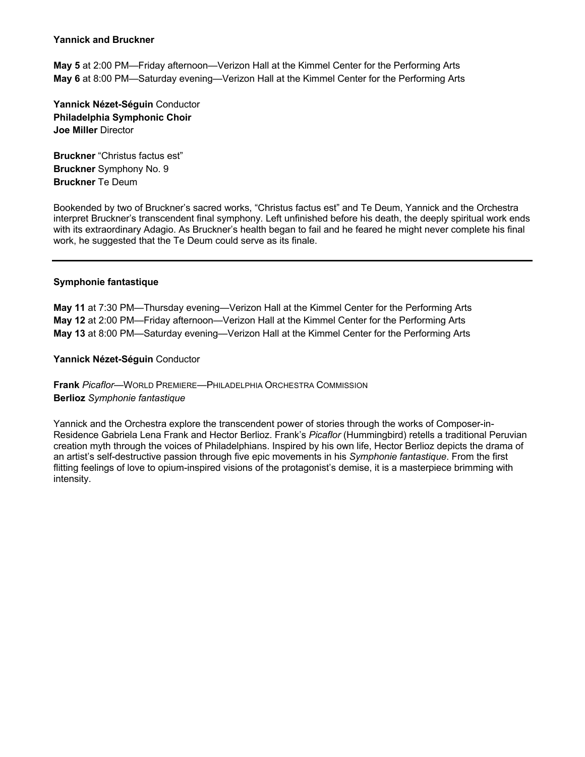### Yannick and Bruckner

**May 5** at 2:00 PM—Friday afternoon—Verizon Hall at the Kimmel Center for the Performing Arts
**May 6** at 8:00 PM—Saturday evening—Verizon Hall at the Kimmel Center for the Performing Arts

**Yannick Nézet-Séguin** Conductor
**Philadelphia Symphonic Choir**
**Joe Miller** Director

**Bruckner** "Christus factus est"
**Bruckner** Symphony No. 9
**Bruckner** Te Deum

Bookended by two of Bruckner's sacred works, "Christus factus est" and Te Deum, Yannick and the Orchestra interpret Bruckner's transcendent final symphony. Left unfinished before his death, the deeply spiritual work ends with its extraordinary Adagio. As Bruckner's health began to fail and he feared he might never complete his final work, he suggested that the Te Deum could serve as its finale.

---

### Symphonie fantastique

**May 11** at 7:30 PM—Thursday evening—Verizon Hall at the Kimmel Center for the Performing Arts
**May 12** at 2:00 PM—Friday afternoon—Verizon Hall at the Kimmel Center for the Performing Arts
**May 13** at 8:00 PM—Saturday evening—Verizon Hall at the Kimmel Center for the Performing Arts

**Yannick Nézet-Séguin** Conductor

**Frank** *Picaflor*—World Premiere—Philadelphia Orchestra Commission
**Berlioz** *Symphonie fantastique*

Yannick and the Orchestra explore the transcendent power of stories through the works of Composer-in-Residence Gabriela Lena Frank and Hector Berlioz. Frank's *Picaflor* (Hummingbird) retells a traditional Peruvian creation myth through the voices of Philadelphians. Inspired by his own life, Hector Berlioz depicts the drama of an artist's self-destructive passion through five epic movements in his *Symphonie fantastique*. From the first flitting feelings of love to opium-inspired visions of the protagonist's demise, it is a masterpiece brimming with intensity.